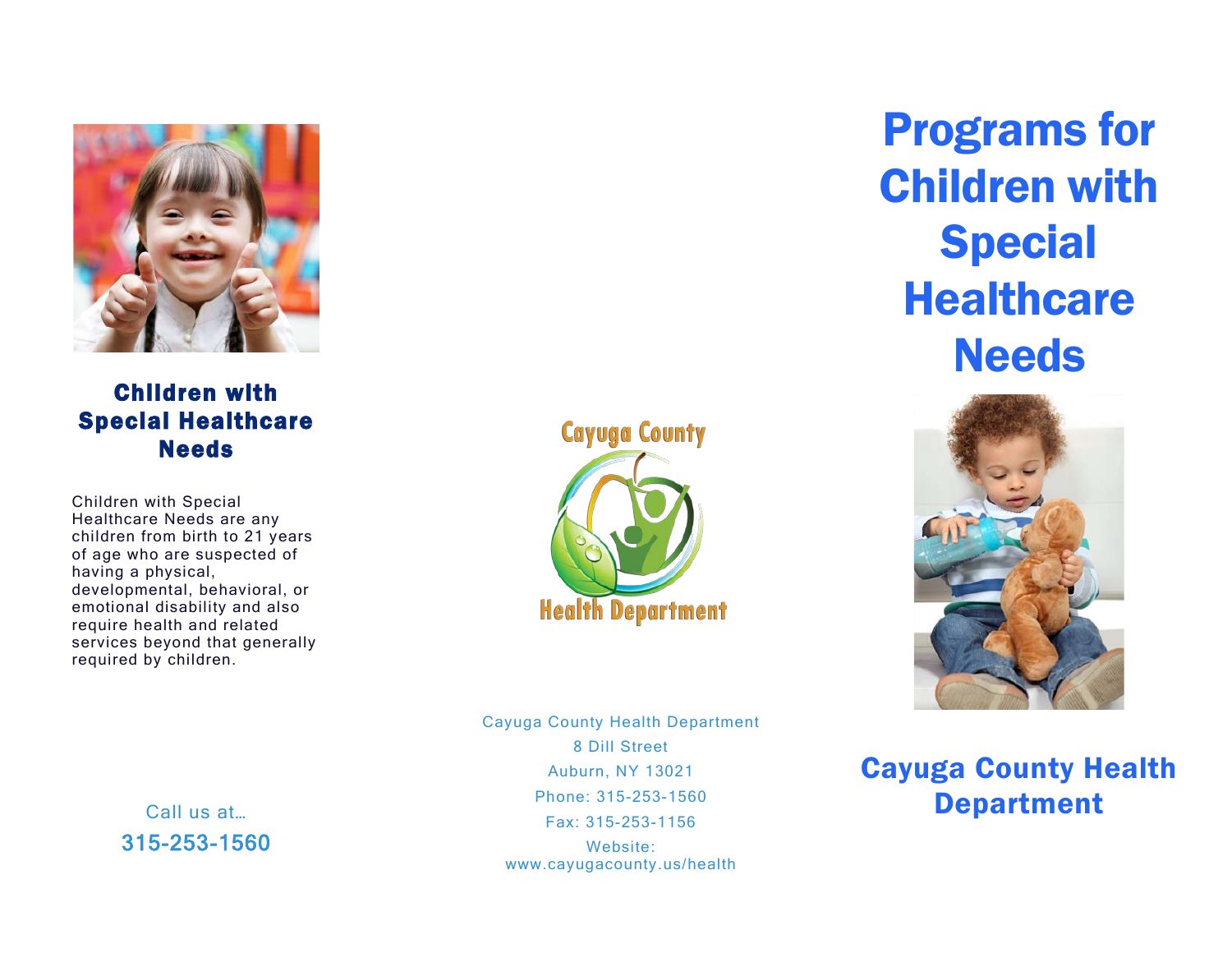### Children with Special Healthcare Needs

Children with Special Healthcare Needs are any children from birth to 21 years of age who are suspected of having a physical, developmental, behavioral, or emotional disability and also require health and related services beyond that generally required by children.

Call us at…

**315-253-1560**

Cayuga County Health Department

Cayuga County Health Department
8 Dill Street
Auburn, NY 13021
Phone: 315-253-1560
Fax: 315-253-1156
Website:
www.cayugacounty.us/health

# Programs for Children with Special Healthcare Needs

## Cayuga County Health Department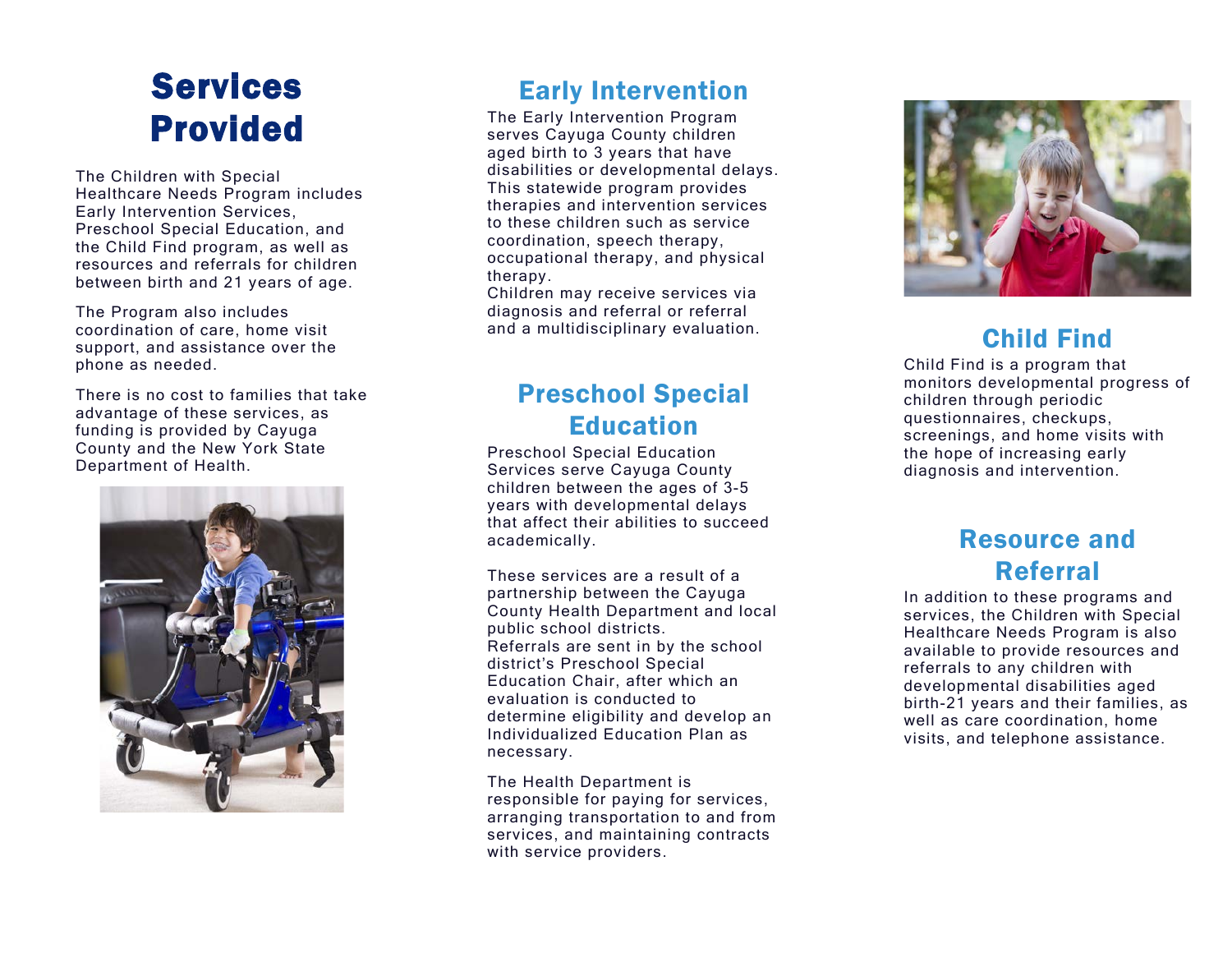# Services Provided

The Children with Special Healthcare Needs Program includes Early Intervention Services, Preschool Special Education, and the Child Find program, as well as resources and referrals for children between birth and 21 years of age.

The Program also includes coordination of care, home visit support, and assistance over the phone as needed.

There is no cost to families that take advantage of these services, as funding is provided by Cayuga County and the New York State Department of Health.

## Early Intervention

The Early Intervention Program serves Cayuga County children aged birth to 3 years that have disabilities or developmental delays. This statewide program provides therapies and intervention services to these children such as service coordination, speech therapy, occupational therapy, and physical therapy.

Children may receive services via diagnosis and referral or referral and a multidisciplinary evaluation.

## Preschool Special Education

Preschool Special Education Services serve Cayuga County children between the ages of 3-5 years with developmental delays that affect their abilities to succeed academically.

These services are a result of a partnership between the Cayuga County Health Department and local public school districts.

Referrals are sent in by the school district's Preschool Special Education Chair, after which an evaluation is conducted to determine eligibility and develop an Individualized Education Plan as necessary.

The Health Department is responsible for paying for services, arranging transportation to and from services, and maintaining contracts with service providers.

## Child Find

Child Find is a program that monitors developmental progress of children through periodic questionnaires, checkups, screenings, and home visits with the hope of increasing early diagnosis and intervention.

## Resource and Referral

In addition to these programs and services, the Children with Special Healthcare Needs Program is also available to provide resources and referrals to any children with developmental disabilities aged birth-21 years and their families, as well as care coordination, home visits, and telephone assistance.